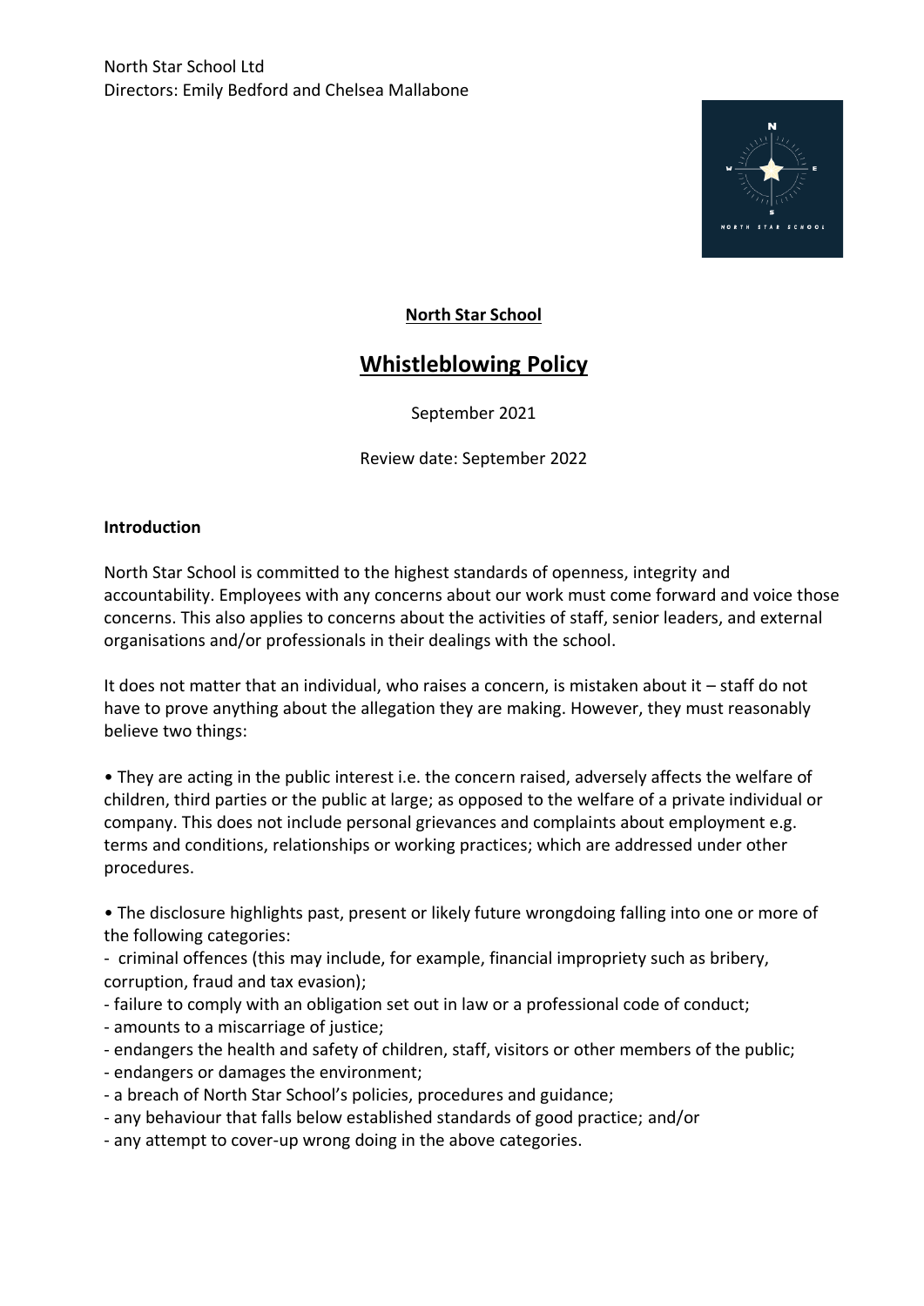North Star School Ltd
Directors: Emily Bedford and Chelsea Mallabone

**North Star School**

# Whistleblowing Policy

September 2021

Review date: September 2022

## Introduction

North Star School is committed to the highest standards of openness, integrity and accountability. Employees with any concerns about our work must come forward and voice those concerns. This also applies to concerns about the activities of staff, senior leaders, and external organisations and/or professionals in their dealings with the school.

It does not matter that an individual, who raises a concern, is mistaken about it – staff do not have to prove anything about the allegation they are making. However, they must reasonably believe two things:

• They are acting in the public interest i.e. the concern raised, adversely affects the welfare of children, third parties or the public at large; as opposed to the welfare of a private individual or company. This does not include personal grievances and complaints about employment e.g. terms and conditions, relationships or working practices; which are addressed under other procedures.

• The disclosure highlights past, present or likely future wrongdoing falling into one or more of the following categories:

- criminal offences (this may include, for example, financial impropriety such as bribery, corruption, fraud and tax evasion);
- failure to comply with an obligation set out in law or a professional code of conduct;
- amounts to a miscarriage of justice;
- endangers the health and safety of children, staff, visitors or other members of the public;
- endangers or damages the environment;
- a breach of North Star School's policies, procedures and guidance;
- any behaviour that falls below established standards of good practice; and/or
- any attempt to cover-up wrong doing in the above categories.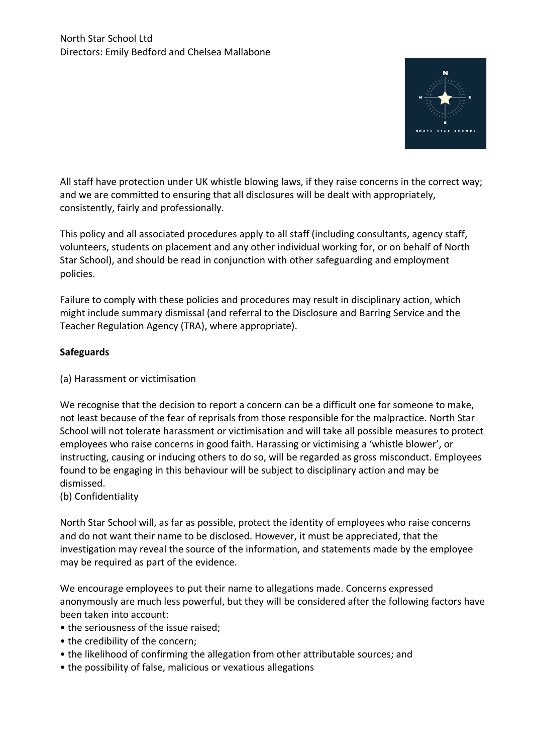All staff have protection under UK whistle blowing laws, if they raise concerns in the correct way; and we are committed to ensuring that all disclosures will be dealt with appropriately, consistently, fairly and professionally.

This policy and all associated procedures apply to all staff (including consultants, agency staff, volunteers, students on placement and any other individual working for, or on behalf of North Star School), and should be read in conjunction with other safeguarding and employment policies.

Failure to comply with these policies and procedures may result in disciplinary action, which might include summary dismissal (and referral to the Disclosure and Barring Service and the Teacher Regulation Agency (TRA), where appropriate).

**Safeguards**

(a) Harassment or victimisation

We recognise that the decision to report a concern can be a difficult one for someone to make, not least because of the fear of reprisals from those responsible for the malpractice. North Star School will not tolerate harassment or victimisation and will take all possible measures to protect employees who raise concerns in good faith. Harassing or victimising a 'whistle blower', or instructing, causing or inducing others to do so, will be regarded as gross misconduct. Employees found to be engaging in this behaviour will be subject to disciplinary action and may be dismissed.

(b) Confidentiality

North Star School will, as far as possible, protect the identity of employees who raise concerns and do not want their name to be disclosed. However, it must be appreciated, that the investigation may reveal the source of the information, and statements made by the employee may be required as part of the evidence.

We encourage employees to put their name to allegations made. Concerns expressed anonymously are much less powerful, but they will be considered after the following factors have been taken into account:

- the seriousness of the issue raised;
- the credibility of the concern;
- the likelihood of confirming the allegation from other attributable sources; and
- the possibility of false, malicious or vexatious allegations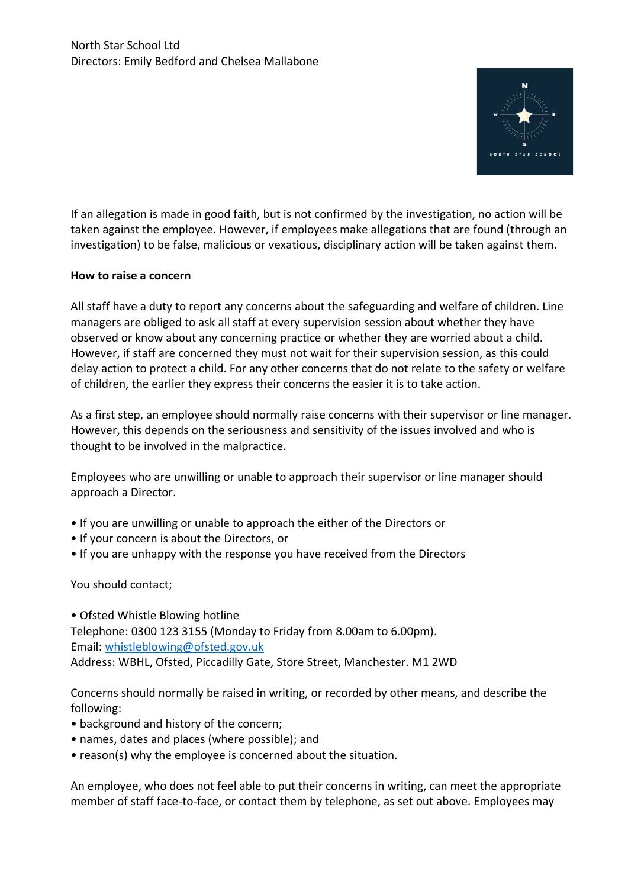If an allegation is made in good faith, but is not confirmed by the investigation, no action will be taken against the employee. However, if employees make allegations that are found (through an investigation) to be false, malicious or vexatious, disciplinary action will be taken against them.

**How to raise a concern**

All staff have a duty to report any concerns about the safeguarding and welfare of children. Line managers are obliged to ask all staff at every supervision session about whether they have observed or know about any concerning practice or whether they are worried about a child. However, if staff are concerned they must not wait for their supervision session, as this could delay action to protect a child. For any other concerns that do not relate to the safety or welfare of children, the earlier they express their concerns the easier it is to take action.

As a first step, an employee should normally raise concerns with their supervisor or line manager. However, this depends on the seriousness and sensitivity of the issues involved and who is thought to be involved in the malpractice.

Employees who are unwilling or unable to approach their supervisor or line manager should approach a Director.

- If you are unwilling or unable to approach the either of the Directors or
- If your concern is about the Directors, or
- If you are unhappy with the response you have received from the Directors

You should contact;

- Ofsted Whistle Blowing hotline

Telephone: 0300 123 3155 (Monday to Friday from 8.00am to 6.00pm).
Email: whistleblowing@ofsted.gov.uk
Address: WBHL, Ofsted, Piccadilly Gate, Store Street, Manchester. M1 2WD

Concerns should normally be raised in writing, or recorded by other means, and describe the following:

- background and history of the concern;
- names, dates and places (where possible); and
- reason(s) why the employee is concerned about the situation.

An employee, who does not feel able to put their concerns in writing, can meet the appropriate member of staff face-to-face, or contact them by telephone, as set out above. Employees may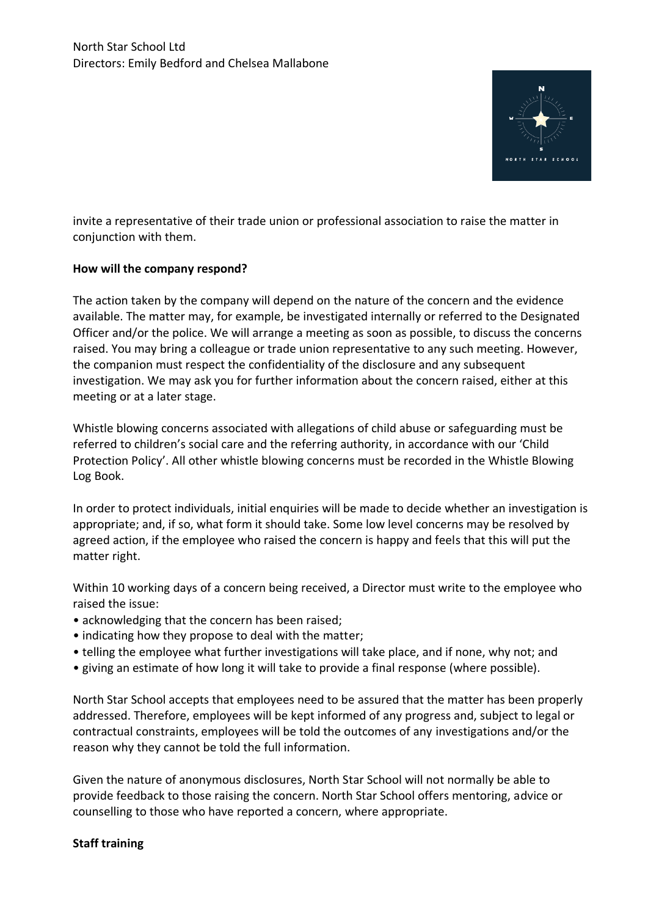invite a representative of their trade union or professional association to raise the matter in conjunction with them.

**How will the company respond?**

The action taken by the company will depend on the nature of the concern and the evidence available. The matter may, for example, be investigated internally or referred to the Designated Officer and/or the police. We will arrange a meeting as soon as possible, to discuss the concerns raised. You may bring a colleague or trade union representative to any such meeting. However, the companion must respect the confidentiality of the disclosure and any subsequent investigation. We may ask you for further information about the concern raised, either at this meeting or at a later stage.

Whistle blowing concerns associated with allegations of child abuse or safeguarding must be referred to children's social care and the referring authority, in accordance with our 'Child Protection Policy'. All other whistle blowing concerns must be recorded in the Whistle Blowing Log Book.

In order to protect individuals, initial enquiries will be made to decide whether an investigation is appropriate; and, if so, what form it should take. Some low level concerns may be resolved by agreed action, if the employee who raised the concern is happy and feels that this will put the matter right.

Within 10 working days of a concern being received, a Director must write to the employee who raised the issue:

- acknowledging that the concern has been raised;
- indicating how they propose to deal with the matter;
- telling the employee what further investigations will take place, and if none, why not; and
- giving an estimate of how long it will take to provide a final response (where possible).

North Star School accepts that employees need to be assured that the matter has been properly addressed. Therefore, employees will be kept informed of any progress and, subject to legal or contractual constraints, employees will be told the outcomes of any investigations and/or the reason why they cannot be told the full information.

Given the nature of anonymous disclosures, North Star School will not normally be able to provide feedback to those raising the concern. North Star School offers mentoring, advice or counselling to those who have reported a concern, where appropriate.

**Staff training**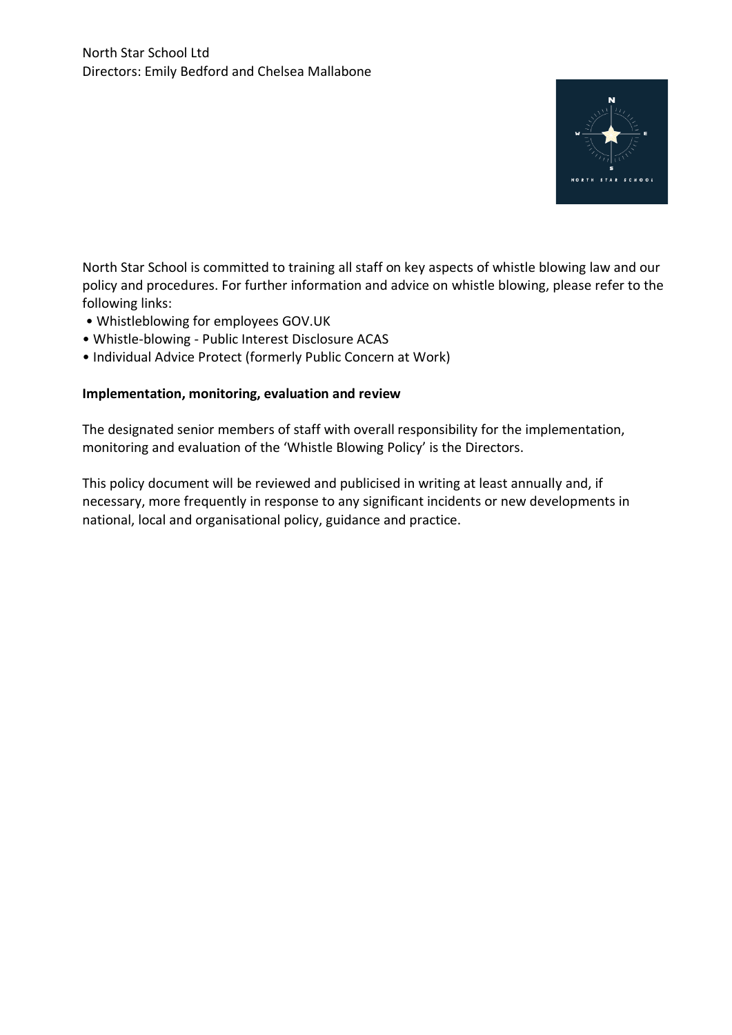North Star School Ltd
Directors: Emily Bedford and Chelsea Mallabone

North Star School is committed to training all staff on key aspects of whistle blowing law and our policy and procedures. For further information and advice on whistle blowing, please refer to the following links:

- Whistleblowing for employees GOV.UK
- Whistle-blowing - Public Interest Disclosure ACAS
- Individual Advice Protect (formerly Public Concern at Work)

**Implementation, monitoring, evaluation and review**

The designated senior members of staff with overall responsibility for the implementation, monitoring and evaluation of the 'Whistle Blowing Policy' is the Directors.

This policy document will be reviewed and publicised in writing at least annually and, if necessary, more frequently in response to any significant incidents or new developments in national, local and organisational policy, guidance and practice.